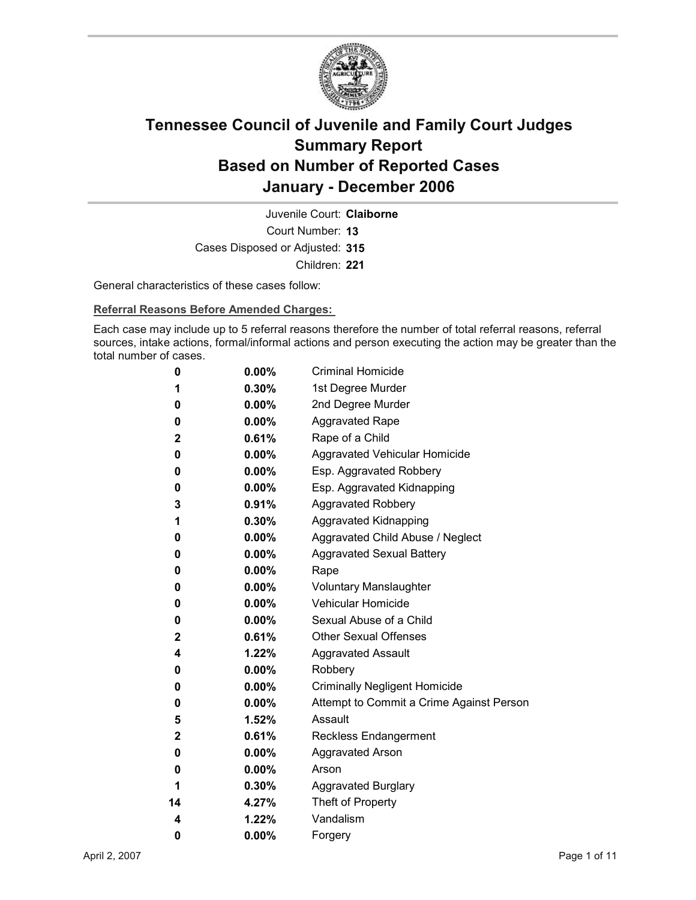# Tennessee Council of Juvenile and Family Court Judges
# Summary Report
# Based on Number of Reported Cases
# January - December 2006

Juvenile Court: **Claiborne**
Court Number: **13**
Cases Disposed or Adjusted: **315**
Children: **221**

General characteristics of these cases follow:

**Referral Reasons Before Amended Charges:**

Each case may include up to 5 referral reasons therefore the number of total referral reasons, referral sources, intake actions, formal/informal actions and person executing the action may be greater than the total number of cases.

| | | |
|---|---|---|
| 0 | 0.00% | Criminal Homicide |
| 1 | 0.30% | 1st Degree Murder |
| 0 | 0.00% | 2nd Degree Murder |
| 0 | 0.00% | Aggravated Rape |
| 2 | 0.61% | Rape of a Child |
| 0 | 0.00% | Aggravated Vehicular Homicide |
| 0 | 0.00% | Esp. Aggravated Robbery |
| 0 | 0.00% | Esp. Aggravated Kidnapping |
| 3 | 0.91% | Aggravated Robbery |
| 1 | 0.30% | Aggravated Kidnapping |
| 0 | 0.00% | Aggravated Child Abuse / Neglect |
| 0 | 0.00% | Aggravated Sexual Battery |
| 0 | 0.00% | Rape |
| 0 | 0.00% | Voluntary Manslaughter |
| 0 | 0.00% | Vehicular Homicide |
| 0 | 0.00% | Sexual Abuse of a Child |
| 2 | 0.61% | Other Sexual Offenses |
| 4 | 1.22% | Aggravated Assault |
| 0 | 0.00% | Robbery |
| 0 | 0.00% | Criminally Negligent Homicide |
| 0 | 0.00% | Attempt to Commit a Crime Against Person |
| 5 | 1.52% | Assault |
| 2 | 0.61% | Reckless Endangerment |
| 0 | 0.00% | Aggravated Arson |
| 0 | 0.00% | Arson |
| 1 | 0.30% | Aggravated Burglary |
| 14 | 4.27% | Theft of Property |
| 4 | 1.22% | Vandalism |
| 0 | 0.00% | Forgery |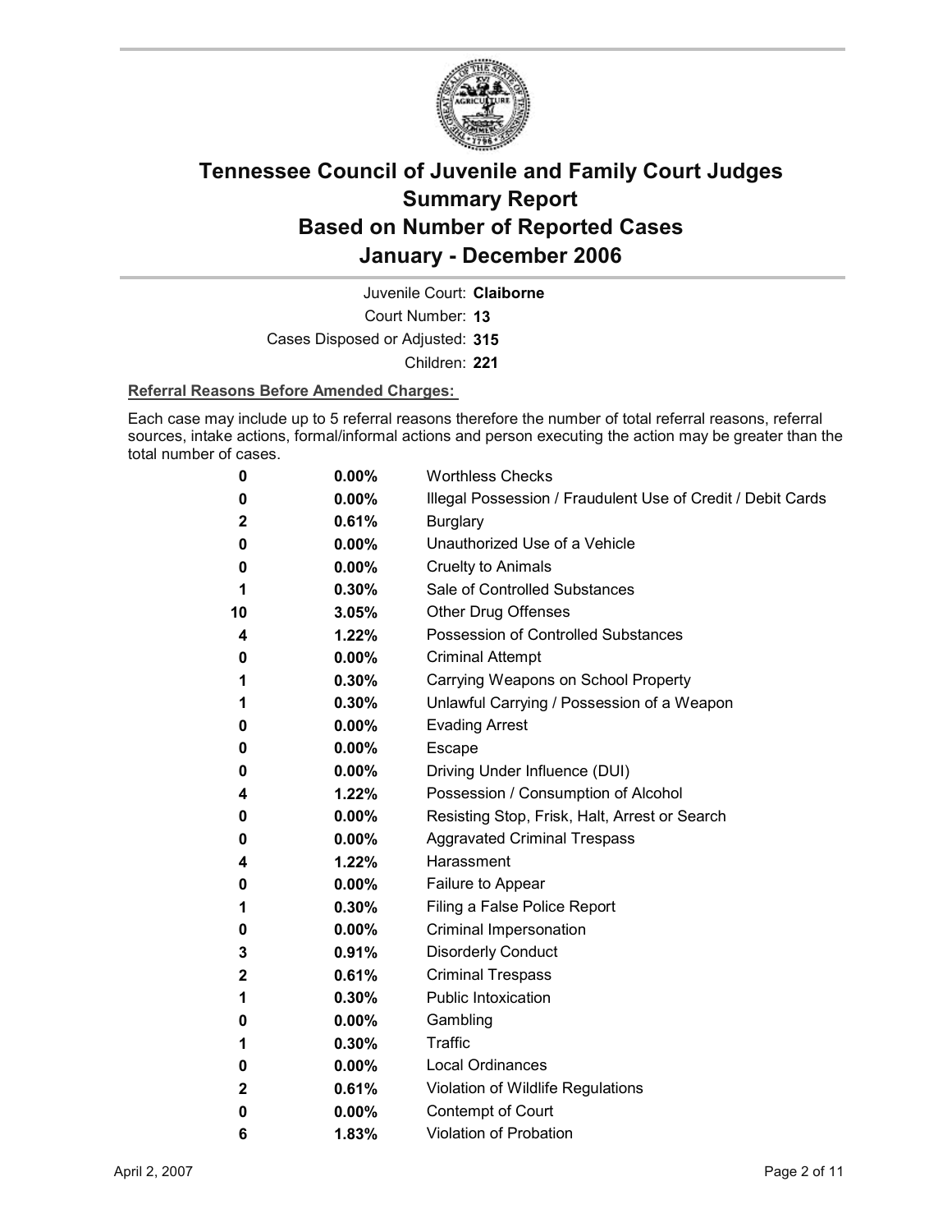# Tennessee Council of Juvenile and Family Court Judges
# Summary Report
# Based on Number of Reported Cases
# January - December 2006

Juvenile Court: **Claiborne**

Court Number: **13**

Cases Disposed or Adjusted: **315**

Children: **221**

**Referral Reasons Before Amended Charges:**

Each case may include up to 5 referral reasons therefore the number of total referral reasons, referral sources, intake actions, formal/informal actions and person executing the action may be greater than the total number of cases.

| Count | Percent | Referral Reason |
|---|---|---|
| 0 | 0.00% | Worthless Checks |
| 0 | 0.00% | Illegal Possession / Fraudulent Use of Credit / Debit Cards |
| 2 | 0.61% | Burglary |
| 0 | 0.00% | Unauthorized Use of a Vehicle |
| 0 | 0.00% | Cruelty to Animals |
| 1 | 0.30% | Sale of Controlled Substances |
| 10 | 3.05% | Other Drug Offenses |
| 4 | 1.22% | Possession of Controlled Substances |
| 0 | 0.00% | Criminal Attempt |
| 1 | 0.30% | Carrying Weapons on School Property |
| 1 | 0.30% | Unlawful Carrying / Possession of a Weapon |
| 0 | 0.00% | Evading Arrest |
| 0 | 0.00% | Escape |
| 0 | 0.00% | Driving Under Influence (DUI) |
| 4 | 1.22% | Possession / Consumption of Alcohol |
| 0 | 0.00% | Resisting Stop, Frisk, Halt, Arrest or Search |
| 0 | 0.00% | Aggravated Criminal Trespass |
| 4 | 1.22% | Harassment |
| 0 | 0.00% | Failure to Appear |
| 1 | 0.30% | Filing a False Police Report |
| 0 | 0.00% | Criminal Impersonation |
| 3 | 0.91% | Disorderly Conduct |
| 2 | 0.61% | Criminal Trespass |
| 1 | 0.30% | Public Intoxication |
| 0 | 0.00% | Gambling |
| 1 | 0.30% | Traffic |
| 0 | 0.00% | Local Ordinances |
| 2 | 0.61% | Violation of Wildlife Regulations |
| 0 | 0.00% | Contempt of Court |
| 6 | 1.83% | Violation of Probation |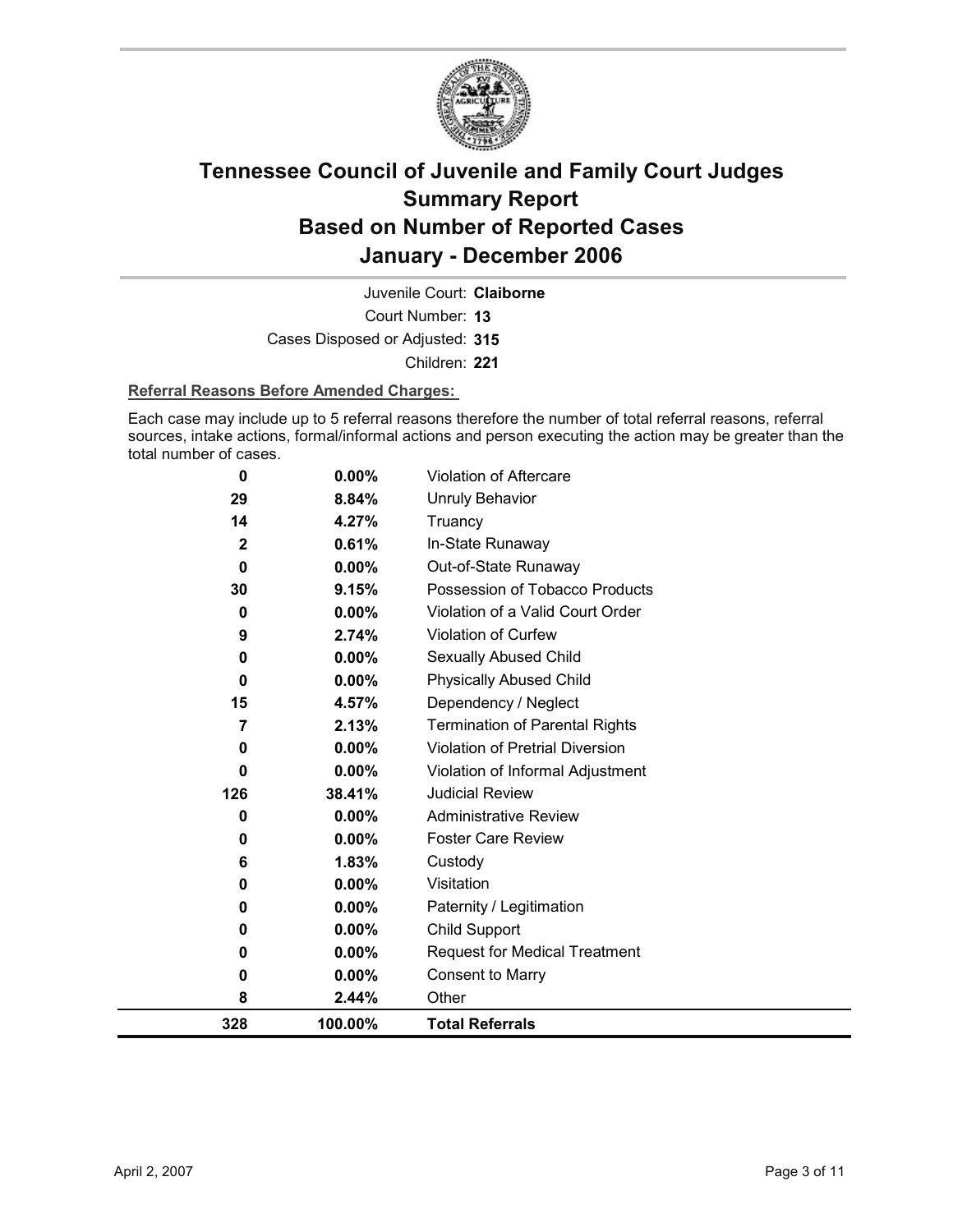# Tennessee Council of Juvenile and Family Court Judges
## Summary Report
## Based on Number of Reported Cases
## January - December 2006

Juvenile Court: **Claiborne**

Court Number: **13**

Cases Disposed or Adjusted: **315**

Children: **221**

**Referral Reasons Before Amended Charges:**

Each case may include up to 5 referral reasons therefore the number of total referral reasons, referral sources, intake actions, formal/informal actions and person executing the action may be greater than the total number of cases.

| Count | Percent | Referral Reason |
|---|---|---|
| 0 | 0.00% | Violation of Aftercare |
| 29 | 8.84% | Unruly Behavior |
| 14 | 4.27% | Truancy |
| 2 | 0.61% | In-State Runaway |
| 0 | 0.00% | Out-of-State Runaway |
| 30 | 9.15% | Possession of Tobacco Products |
| 0 | 0.00% | Violation of a Valid Court Order |
| 9 | 2.74% | Violation of Curfew |
| 0 | 0.00% | Sexually Abused Child |
| 0 | 0.00% | Physically Abused Child |
| 15 | 4.57% | Dependency / Neglect |
| 7 | 2.13% | Termination of Parental Rights |
| 0 | 0.00% | Violation of Pretrial Diversion |
| 0 | 0.00% | Violation of Informal Adjustment |
| 126 | 38.41% | Judicial Review |
| 0 | 0.00% | Administrative Review |
| 0 | 0.00% | Foster Care Review |
| 6 | 1.83% | Custody |
| 0 | 0.00% | Visitation |
| 0 | 0.00% | Paternity / Legitimation |
| 0 | 0.00% | Child Support |
| 0 | 0.00% | Request for Medical Treatment |
| 0 | 0.00% | Consent to Marry |
| 8 | 2.44% | Other |
| **328** | **100.00%** | **Total Referrals** |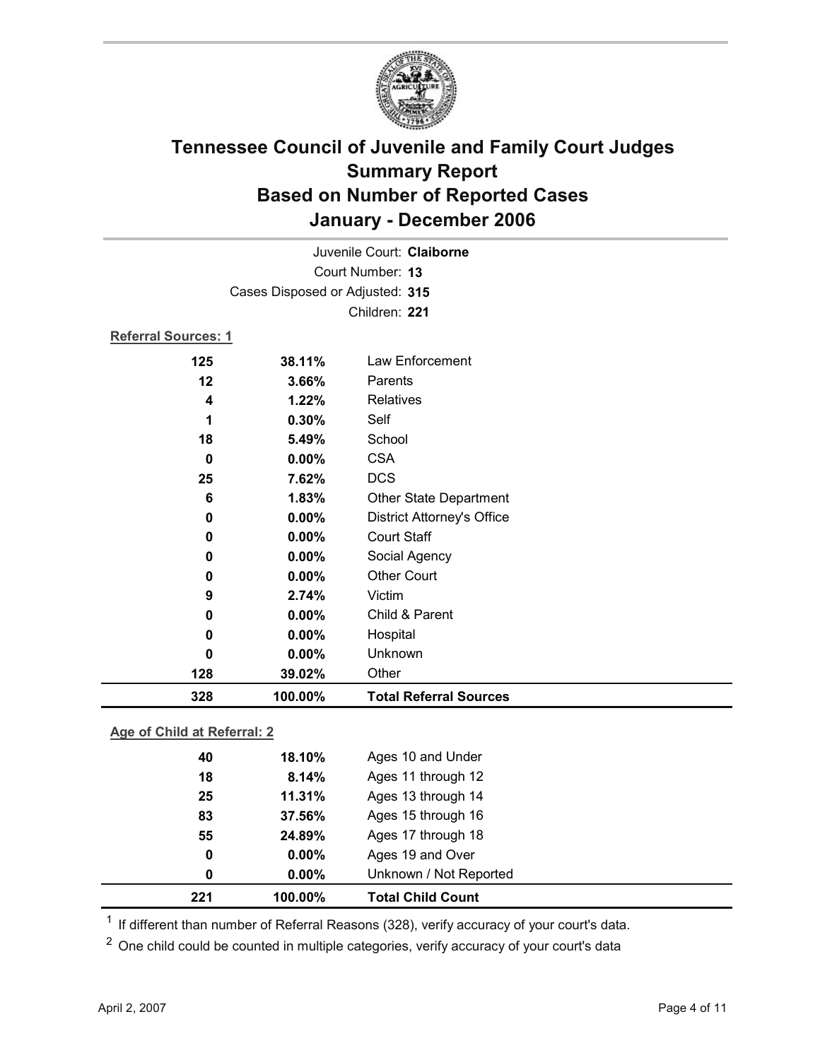# Tennessee Council of Juvenile and Family Court Judges
## Summary Report
## Based on Number of Reported Cases
## January - December 2006

Juvenile Court: **Claiborne**
Court Number: **13**
Cases Disposed or Adjusted: **315**
Children: **221**

### Referral Sources: 1

| Count | Percent | Source |
|---|---|---|
| 125 | 38.11% | Law Enforcement |
| 12 | 3.66% | Parents |
| 4 | 1.22% | Relatives |
| 1 | 0.30% | Self |
| 18 | 5.49% | School |
| 0 | 0.00% | CSA |
| 25 | 7.62% | DCS |
| 6 | 1.83% | Other State Department |
| 0 | 0.00% | District Attorney's Office |
| 0 | 0.00% | Court Staff |
| 0 | 0.00% | Social Agency |
| 0 | 0.00% | Other Court |
| 9 | 2.74% | Victim |
| 0 | 0.00% | Child & Parent |
| 0 | 0.00% | Hospital |
| 0 | 0.00% | Unknown |
| 128 | 39.02% | Other |
| **328** | **100.00%** | **Total Referral Sources** |

### Age of Child at Referral: 2

| Count | Percent | Age |
|---|---|---|
| 40 | 18.10% | Ages 10 and Under |
| 18 | 8.14% | Ages 11 through 12 |
| 25 | 11.31% | Ages 13 through 14 |
| 83 | 37.56% | Ages 15 through 16 |
| 55 | 24.89% | Ages 17 through 18 |
| 0 | 0.00% | Ages 19 and Over |
| 0 | 0.00% | Unknown / Not Reported |
| **221** | **100.00%** | **Total Child Count** |

[1] If different than number of Referral Reasons (328), verify accuracy of your court's data.

[2] One child could be counted in multiple categories, verify accuracy of your court's data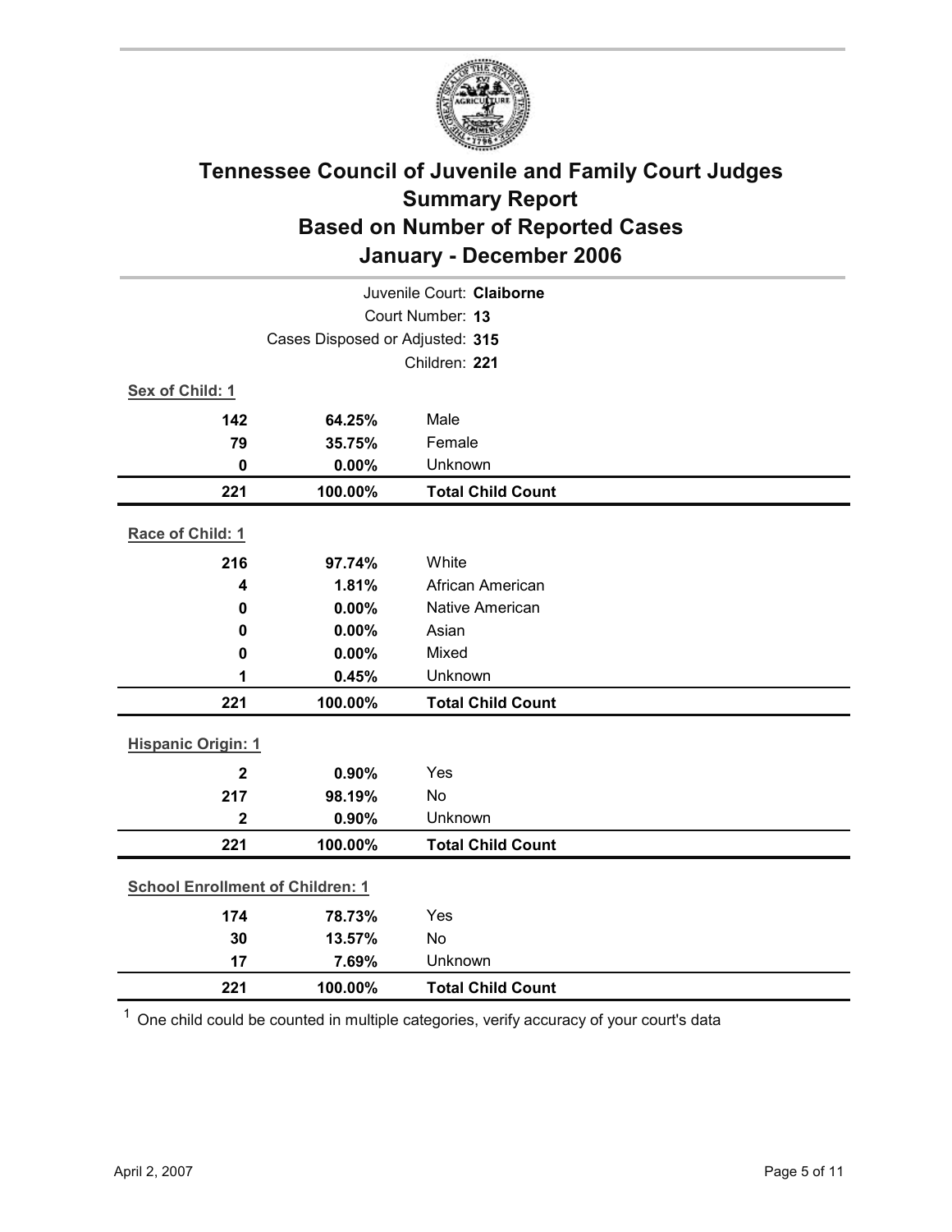# Tennessee Council of Juvenile and Family Court Judges
## Summary Report
## Based on Number of Reported Cases
## January - December 2006

Juvenile Court: **Claiborne**
Court Number: **13**
Cases Disposed or Adjusted: **315**
Children: **221**

**Sex of Child: 1**

| | | |
|---|---|---|
| **142** | **64.25%** | Male |
| **79** | **35.75%** | Female |
| **0** | **0.00%** | Unknown |
| **221** | **100.00%** | **Total Child Count** |

**Race of Child: 1**

| | | |
|---|---|---|
| **216** | **97.74%** | White |
| **4** | **1.81%** | African American |
| **0** | **0.00%** | Native American |
| **0** | **0.00%** | Asian |
| **0** | **0.00%** | Mixed |
| **1** | **0.45%** | Unknown |
| **221** | **100.00%** | **Total Child Count** |

**Hispanic Origin: 1**

| | | |
|---|---|---|
| **2** | **0.90%** | Yes |
| **217** | **98.19%** | No |
| **2** | **0.90%** | Unknown |
| **221** | **100.00%** | **Total Child Count** |

**School Enrollment of Children: 1**

| | | |
|---|---|---|
| **174** | **78.73%** | Yes |
| **30** | **13.57%** | No |
| **17** | **7.69%** | Unknown |
| **221** | **100.00%** | **Total Child Count** |

[1] One child could be counted in multiple categories, verify accuracy of your court's data

April 2, 2007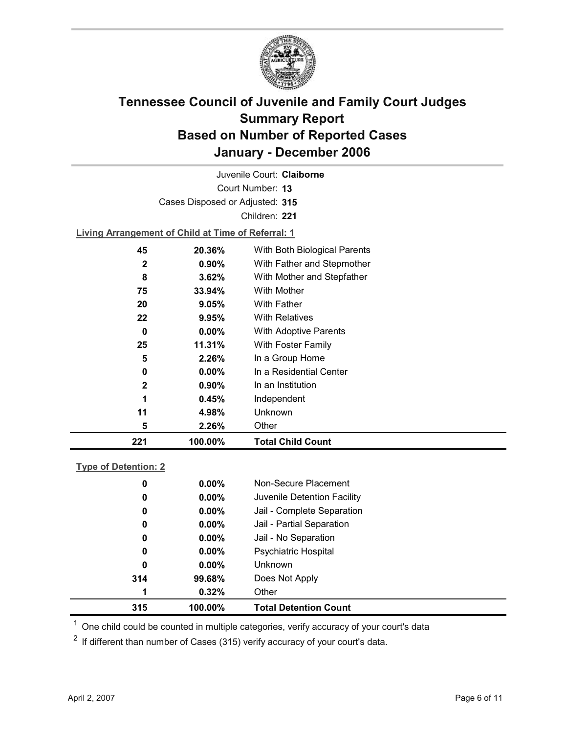# Tennessee Council of Juvenile and Family Court Judges
# Summary Report
# Based on Number of Reported Cases
# January - December 2006

Juvenile Court: **Claiborne**

Court Number: **13**

Cases Disposed or Adjusted: **315**

Children: **221**

**Living Arrangement of Child at Time of Referral: 1**

| | | |
|---|---|---|
| 45 | 20.36% | With Both Biological Parents |
| 2 | 0.90% | With Father and Stepmother |
| 8 | 3.62% | With Mother and Stepfather |
| 75 | 33.94% | With Mother |
| 20 | 9.05% | With Father |
| 22 | 9.95% | With Relatives |
| 0 | 0.00% | With Adoptive Parents |
| 25 | 11.31% | With Foster Family |
| 5 | 2.26% | In a Group Home |
| 0 | 0.00% | In a Residential Center |
| 2 | 0.90% | In an Institution |
| 1 | 0.45% | Independent |
| 11 | 4.98% | Unknown |
| 5 | 2.26% | Other |
| **221** | **100.00%** | **Total Child Count** |

**Type of Detention: 2**

| | | |
|---|---|---|
| 0 | 0.00% | Non-Secure Placement |
| 0 | 0.00% | Juvenile Detention Facility |
| 0 | 0.00% | Jail - Complete Separation |
| 0 | 0.00% | Jail - Partial Separation |
| 0 | 0.00% | Jail - No Separation |
| 0 | 0.00% | Psychiatric Hospital |
| 0 | 0.00% | Unknown |
| 314 | 99.68% | Does Not Apply |
| 1 | 0.32% | Other |
| **315** | **100.00%** | **Total Detention Count** |

[1] One child could be counted in multiple categories, verify accuracy of your court's data

[2] If different than number of Cases (315) verify accuracy of your court's data.

April 2, 2007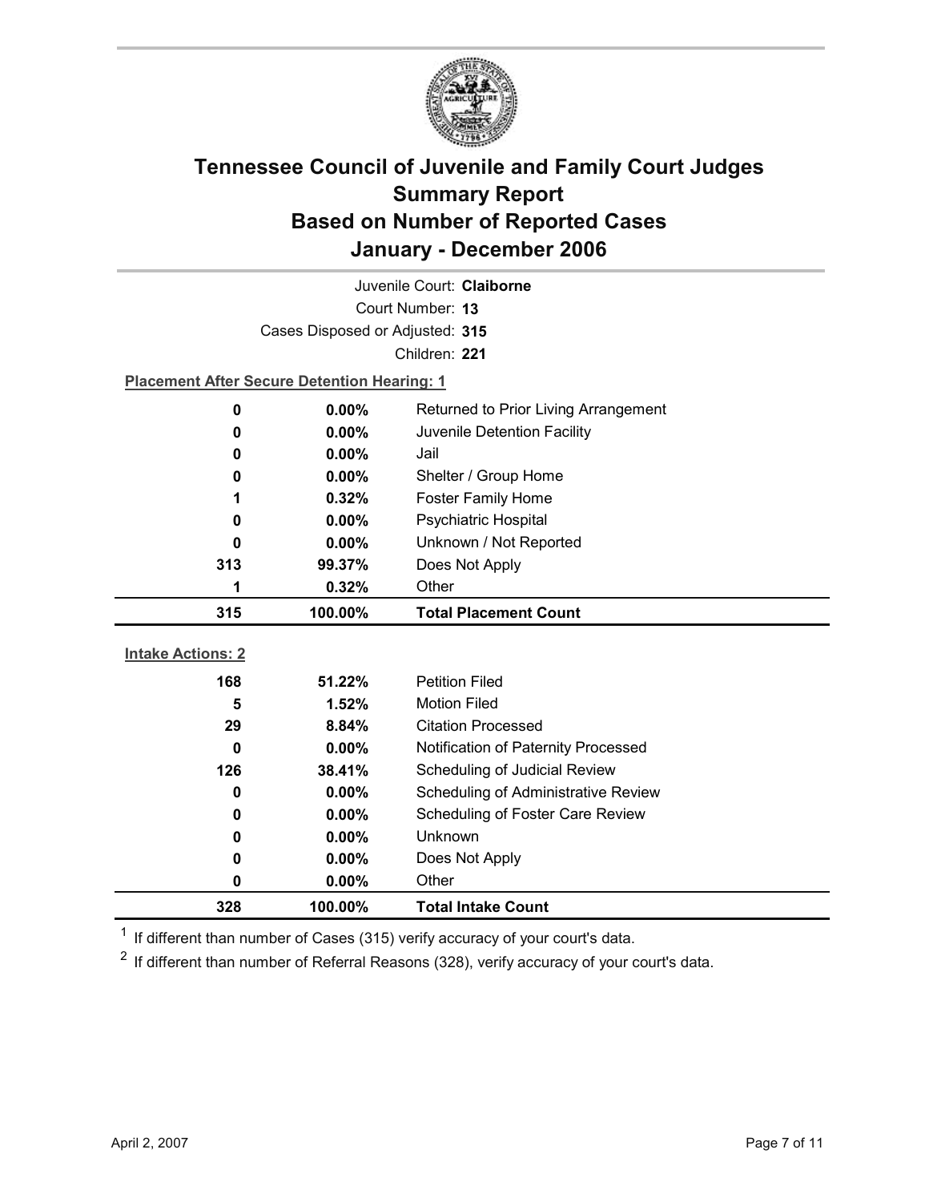# Tennessee Council of Juvenile and Family Court Judges
## Summary Report
## Based on Number of Reported Cases
## January - December 2006

Juvenile Court: **Claiborne**

Court Number: **13**

Cases Disposed or Adjusted: **315**

Children: **221**

**Placement After Secure Detention Hearing: 1**

| Count | Percent | Placement |
|---|---|---|
| 0 | 0.00% | Returned to Prior Living Arrangement |
| 0 | 0.00% | Juvenile Detention Facility |
| 0 | 0.00% | Jail |
| 0 | 0.00% | Shelter / Group Home |
| 1 | 0.32% | Foster Family Home |
| 0 | 0.00% | Psychiatric Hospital |
| 0 | 0.00% | Unknown / Not Reported |
| 313 | 99.37% | Does Not Apply |
| 1 | 0.32% | Other |
| **315** | **100.00%** | **Total Placement Count** |

**Intake Actions: 2**

| Count | Percent | Intake Action |
|---|---|---|
| 168 | 51.22% | Petition Filed |
| 5 | 1.52% | Motion Filed |
| 29 | 8.84% | Citation Processed |
| 0 | 0.00% | Notification of Paternity Processed |
| 126 | 38.41% | Scheduling of Judicial Review |
| 0 | 0.00% | Scheduling of Administrative Review |
| 0 | 0.00% | Scheduling of Foster Care Review |
| 0 | 0.00% | Unknown |
| 0 | 0.00% | Does Not Apply |
| 0 | 0.00% | Other |
| **328** | **100.00%** | **Total Intake Count** |

[1] If different than number of Cases (315) verify accuracy of your court's data.

[2] If different than number of Referral Reasons (328), verify accuracy of your court's data.

April 2, 2007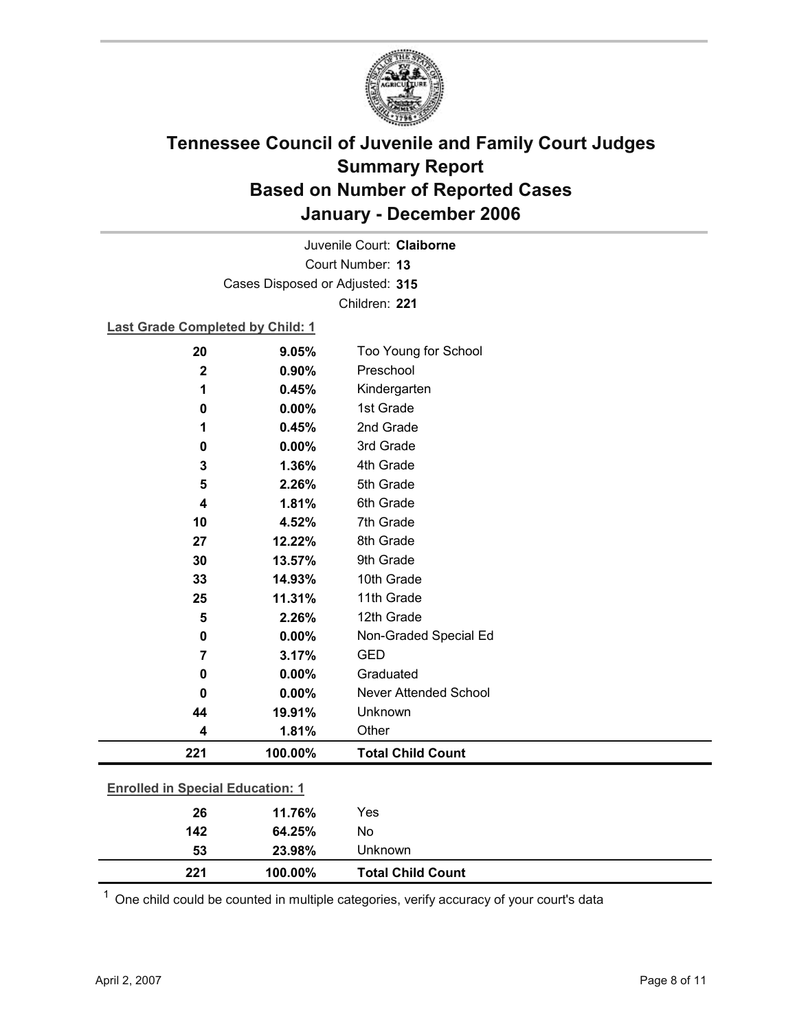# Tennessee Council of Juvenile and Family Court Judges
# Summary Report
# Based on Number of Reported Cases
# January - December 2006

Juvenile Court: **Claiborne**

Court Number: **13**

Cases Disposed or Adjusted: **315**

Children: **221**

**Last Grade Completed by Child: 1**

| Count | Percent | Category |
|---|---|---|
| 20 | 9.05% | Too Young for School |
| 2 | 0.90% | Preschool |
| 1 | 0.45% | Kindergarten |
| 0 | 0.00% | 1st Grade |
| 1 | 0.45% | 2nd Grade |
| 0 | 0.00% | 3rd Grade |
| 3 | 1.36% | 4th Grade |
| 5 | 2.26% | 5th Grade |
| 4 | 1.81% | 6th Grade |
| 10 | 4.52% | 7th Grade |
| 27 | 12.22% | 8th Grade |
| 30 | 13.57% | 9th Grade |
| 33 | 14.93% | 10th Grade |
| 25 | 11.31% | 11th Grade |
| 5 | 2.26% | 12th Grade |
| 0 | 0.00% | Non-Graded Special Ed |
| 7 | 3.17% | GED |
| 0 | 0.00% | Graduated |
| 0 | 0.00% | Never Attended School |
| 44 | 19.91% | Unknown |
| 4 | 1.81% | Other |
| **221** | **100.00%** | **Total Child Count** |

**Enrolled in Special Education: 1**

| Count | Percent | Category |
|---|---|---|
| 26 | 11.76% | Yes |
| 142 | 64.25% | No |
| 53 | 23.98% | Unknown |
| **221** | **100.00%** | **Total Child Count** |

[1] One child could be counted in multiple categories, verify accuracy of your court's data

April 2, 2007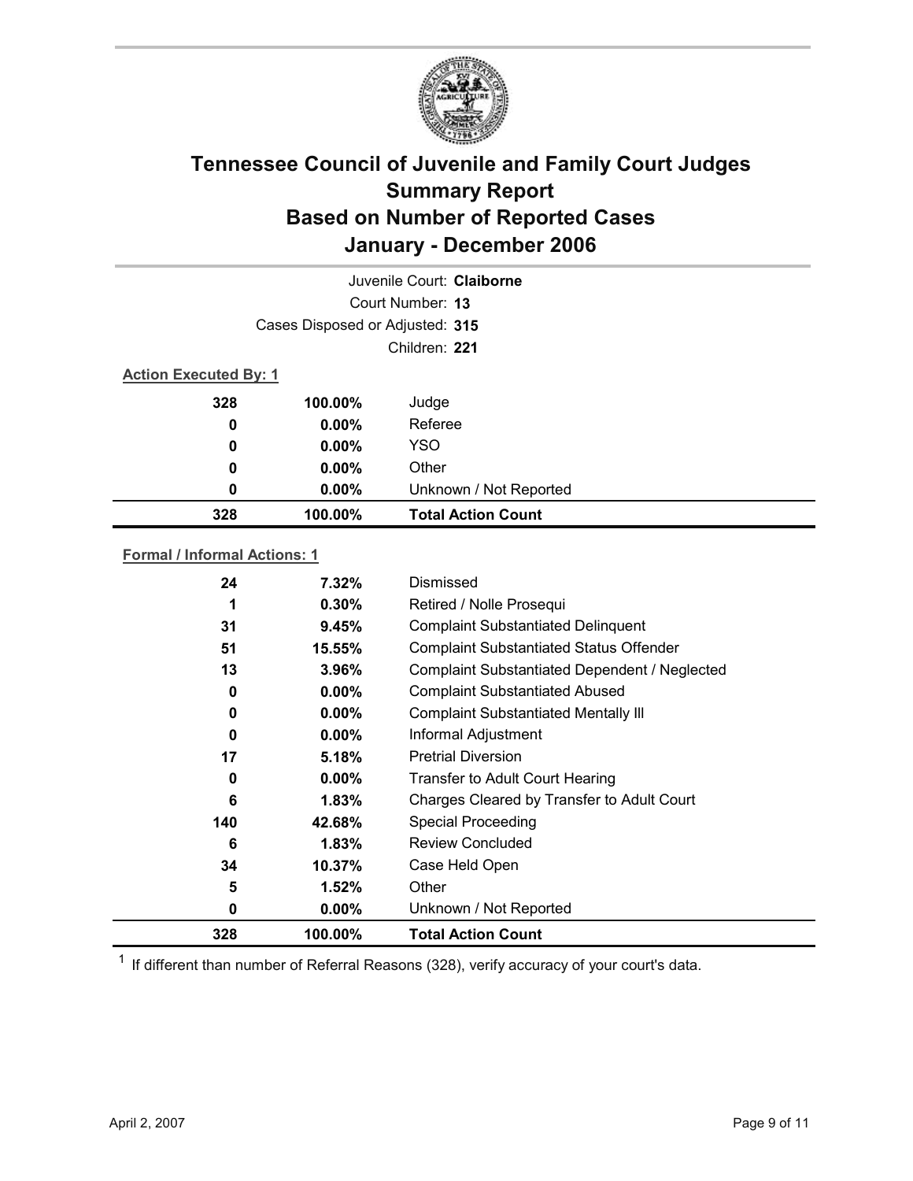# Tennessee Council of Juvenile and Family Court Judges
# Summary Report
# Based on Number of Reported Cases
# January - December 2006

Juvenile Court: **Claiborne**

Court Number: **13**

Cases Disposed or Adjusted: **315**

Children: **221**

**Action Executed By: 1**

| | | |
|---|---|---|
| 328 | 100.00% | Judge |
| 0 | 0.00% | Referee |
| 0 | 0.00% | YSO |
| 0 | 0.00% | Other |
| 0 | 0.00% | Unknown / Not Reported |
| **328** | **100.00%** | **Total Action Count** |

**Formal / Informal Actions: 1**

| | | |
|---|---|---|
| 24 | 7.32% | Dismissed |
| 1 | 0.30% | Retired / Nolle Prosequi |
| 31 | 9.45% | Complaint Substantiated Delinquent |
| 51 | 15.55% | Complaint Substantiated Status Offender |
| 13 | 3.96% | Complaint Substantiated Dependent / Neglected |
| 0 | 0.00% | Complaint Substantiated Abused |
| 0 | 0.00% | Complaint Substantiated Mentally Ill |
| 0 | 0.00% | Informal Adjustment |
| 17 | 5.18% | Pretrial Diversion |
| 0 | 0.00% | Transfer to Adult Court Hearing |
| 6 | 1.83% | Charges Cleared by Transfer to Adult Court |
| 140 | 42.68% | Special Proceeding |
| 6 | 1.83% | Review Concluded |
| 34 | 10.37% | Case Held Open |
| 5 | 1.52% | Other |
| 0 | 0.00% | Unknown / Not Reported |
| **328** | **100.00%** | **Total Action Count** |

[1] If different than number of Referral Reasons (328), verify accuracy of your court's data.

April 2, 2007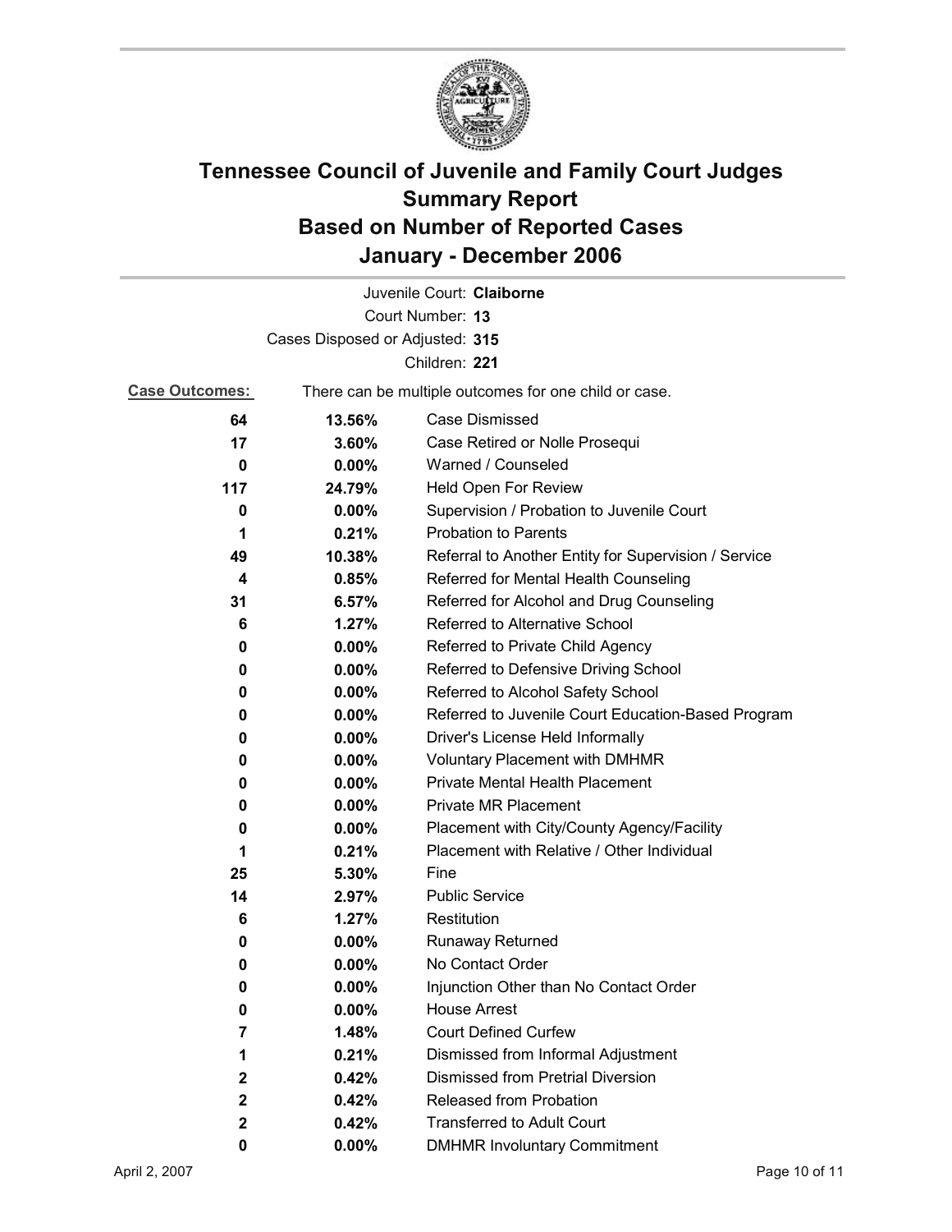# Tennessee Council of Juvenile and Family Court Judges
# Summary Report
# Based on Number of Reported Cases
# January - December 2006

Juvenile Court: **Claiborne**

Court Number: **13**

Cases Disposed or Adjusted: **315**

Children: **221**

**Case Outcomes:** There can be multiple outcomes for one child or case.

| | | |
|---|---|---|
| **64** | **13.56%** | Case Dismissed |
| **17** | **3.60%** | Case Retired or Nolle Prosequi |
| **0** | **0.00%** | Warned / Counseled |
| **117** | **24.79%** | Held Open For Review |
| **0** | **0.00%** | Supervision / Probation to Juvenile Court |
| **1** | **0.21%** | Probation to Parents |
| **49** | **10.38%** | Referral to Another Entity for Supervision / Service |
| **4** | **0.85%** | Referred for Mental Health Counseling |
| **31** | **6.57%** | Referred for Alcohol and Drug Counseling |
| **6** | **1.27%** | Referred to Alternative School |
| **0** | **0.00%** | Referred to Private Child Agency |
| **0** | **0.00%** | Referred to Defensive Driving School |
| **0** | **0.00%** | Referred to Alcohol Safety School |
| **0** | **0.00%** | Referred to Juvenile Court Education-Based Program |
| **0** | **0.00%** | Driver's License Held Informally |
| **0** | **0.00%** | Voluntary Placement with DMHMR |
| **0** | **0.00%** | Private Mental Health Placement |
| **0** | **0.00%** | Private MR Placement |
| **0** | **0.00%** | Placement with City/County Agency/Facility |
| **1** | **0.21%** | Placement with Relative / Other Individual |
| **25** | **5.30%** | Fine |
| **14** | **2.97%** | Public Service |
| **6** | **1.27%** | Restitution |
| **0** | **0.00%** | Runaway Returned |
| **0** | **0.00%** | No Contact Order |
| **0** | **0.00%** | Injunction Other than No Contact Order |
| **0** | **0.00%** | House Arrest |
| **7** | **1.48%** | Court Defined Curfew |
| **1** | **0.21%** | Dismissed from Informal Adjustment |
| **2** | **0.42%** | Dismissed from Pretrial Diversion |
| **2** | **0.42%** | Released from Probation |
| **2** | **0.42%** | Transferred to Adult Court |
| **0** | **0.00%** | DMHMR Involuntary Commitment |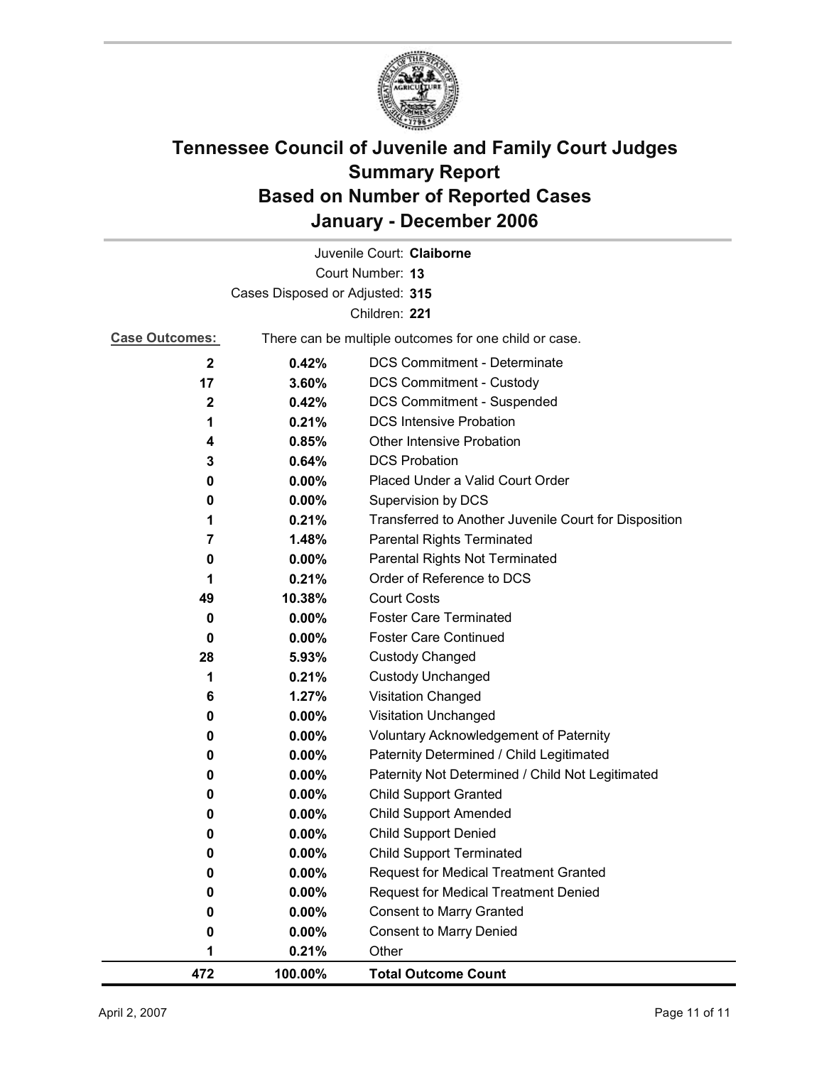# Tennessee Council of Juvenile and Family Court Judges
# Summary Report
# Based on Number of Reported Cases
# January - December 2006

Juvenile Court: **Claiborne**

Court Number: **13**

Cases Disposed or Adjusted: **315**

Children: **221**

**Case Outcomes:** There can be multiple outcomes for one child or case.

| | | |
|---|---|---|
| 2 | 0.42% | DCS Commitment - Determinate |
| 17 | 3.60% | DCS Commitment - Custody |
| 2 | 0.42% | DCS Commitment - Suspended |
| 1 | 0.21% | DCS Intensive Probation |
| 4 | 0.85% | Other Intensive Probation |
| 3 | 0.64% | DCS Probation |
| 0 | 0.00% | Placed Under a Valid Court Order |
| 0 | 0.00% | Supervision by DCS |
| 1 | 0.21% | Transferred to Another Juvenile Court for Disposition |
| 7 | 1.48% | Parental Rights Terminated |
| 0 | 0.00% | Parental Rights Not Terminated |
| 1 | 0.21% | Order of Reference to DCS |
| 49 | 10.38% | Court Costs |
| 0 | 0.00% | Foster Care Terminated |
| 0 | 0.00% | Foster Care Continued |
| 28 | 5.93% | Custody Changed |
| 1 | 0.21% | Custody Unchanged |
| 6 | 1.27% | Visitation Changed |
| 0 | 0.00% | Visitation Unchanged |
| 0 | 0.00% | Voluntary Acknowledgement of Paternity |
| 0 | 0.00% | Paternity Determined / Child Legitimated |
| 0 | 0.00% | Paternity Not Determined / Child Not Legitimated |
| 0 | 0.00% | Child Support Granted |
| 0 | 0.00% | Child Support Amended |
| 0 | 0.00% | Child Support Denied |
| 0 | 0.00% | Child Support Terminated |
| 0 | 0.00% | Request for Medical Treatment Granted |
| 0 | 0.00% | Request for Medical Treatment Denied |
| 0 | 0.00% | Consent to Marry Granted |
| 0 | 0.00% | Consent to Marry Denied |
| 1 | 0.21% | Other |
| **472** | **100.00%** | **Total Outcome Count** |

April 2, 2007